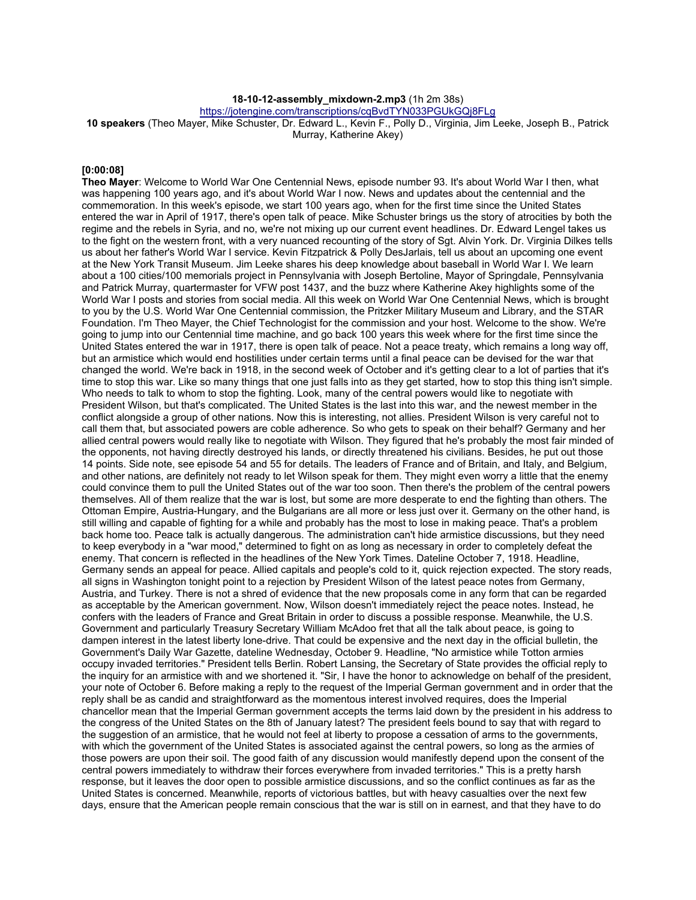**18-10-12-assembly_mixdown-2.mp3** (1h 2m 38s)
https://jotengine.com/transcriptions/cqBvdTYN033PGUkGQj8FLg
**10 speakers** (Theo Mayer, Mike Schuster, Dr. Edward L., Kevin F., Polly D., Virginia, Jim Leeke, Joseph B., Patrick Murray, Katherine Akey)

**[0:00:08]**
**Theo Mayer**: Welcome to World War One Centennial News, episode number 93. It's about World War I then, what was happening 100 years ago, and it's about World War I now. News and updates about the centennial and the commemoration. In this week's episode, we start 100 years ago, when for the first time since the United States entered the war in April of 1917, there's open talk of peace. Mike Schuster brings us the story of atrocities by both the regime and the rebels in Syria, and no, we're not mixing up our current event headlines. Dr. Edward Lengel takes us to the fight on the western front, with a very nuanced recounting of the story of Sgt. Alvin York. Dr. Virginia Dilkes tells us about her father's World War I service. Kevin Fitzpatrick & Polly DesJarlais, tell us about an upcoming one event at the New York Transit Museum. Jim Leeke shares his deep knowledge about baseball in World War I. We learn about a 100 cities/100 memorials project in Pennsylvania with Joseph Bertoline, Mayor of Springdale, Pennsylvania and Patrick Murray, quartermaster for VFW post 1437, and the buzz where Katherine Akey highlights some of the World War I posts and stories from social media. All this week on World War One Centennial News, which is brought to you by the U.S. World War One Centennial commission, the Pritzker Military Museum and Library, and the STAR Foundation. I'm Theo Mayer, the Chief Technologist for the commission and your host. Welcome to the show. We're going to jump into our Centennial time machine, and go back 100 years this week where for the first time since the United States entered the war in 1917, there is open talk of peace. Not a peace treaty, which remains a long way off, but an armistice which would end hostilities under certain terms until a final peace can be devised for the war that changed the world. We're back in 1918, in the second week of October and it's getting clear to a lot of parties that it's time to stop this war. Like so many things that one just falls into as they get started, how to stop this thing isn't simple. Who needs to talk to whom to stop the fighting. Look, many of the central powers would like to negotiate with President Wilson, but that's complicated. The United States is the last into this war, and the newest member in the conflict alongside a group of other nations. Now this is interesting, not allies. President Wilson is very careful not to call them that, but associated powers are coble adherence. So who gets to speak on their behalf? Germany and her allied central powers would really like to negotiate with Wilson. They figured that he's probably the most fair minded of the opponents, not having directly destroyed his lands, or directly threatened his civilians. Besides, he put out those 14 points. Side note, see episode 54 and 55 for details. The leaders of France and of Britain, and Italy, and Belgium, and other nations, are definitely not ready to let Wilson speak for them. They might even worry a little that the enemy could convince them to pull the United States out of the war too soon. Then there's the problem of the central powers themselves. All of them realize that the war is lost, but some are more desperate to end the fighting than others. The Ottoman Empire, Austria-Hungary, and the Bulgarians are all more or less just over it. Germany on the other hand, is still willing and capable of fighting for a while and probably has the most to lose in making peace. That's a problem back home too. Peace talk is actually dangerous. The administration can't hide armistice discussions, but they need to keep everybody in a "war mood," determined to fight on as long as necessary in order to completely defeat the enemy. That concern is reflected in the headlines of the New York Times. Dateline October 7, 1918. Headline, Germany sends an appeal for peace. Allied capitals and people's cold to it, quick rejection expected. The story reads, all signs in Washington tonight point to a rejection by President Wilson of the latest peace notes from Germany, Austria, and Turkey. There is not a shred of evidence that the new proposals come in any form that can be regarded as acceptable by the American government. Now, Wilson doesn't immediately reject the peace notes. Instead, he confers with the leaders of France and Great Britain in order to discuss a possible response. Meanwhile, the U.S. Government and particularly Treasury Secretary William McAdoo fret that all the talk about peace, is going to dampen interest in the latest liberty lone-drive. That could be expensive and the next day in the official bulletin, the Government's Daily War Gazette, dateline Wednesday, October 9. Headline, "No armistice while Totton armies occupy invaded territories." President tells Berlin. Robert Lansing, the Secretary of State provides the official reply to the inquiry for an armistice with and we shortened it. "Sir, I have the honor to acknowledge on behalf of the president, your note of October 6. Before making a reply to the request of the Imperial German government and in order that the reply shall be as candid and straightforward as the momentous interest involved requires, does the Imperial chancellor mean that the Imperial German government accepts the terms laid down by the president in his address to the congress of the United States on the 8th of January latest? The president feels bound to say that with regard to the suggestion of an armistice, that he would not feel at liberty to propose a cessation of arms to the governments, with which the government of the United States is associated against the central powers, so long as the armies of those powers are upon their soil. The good faith of any discussion would manifestly depend upon the consent of the central powers immediately to withdraw their forces everywhere from invaded territories." This is a pretty harsh response, but it leaves the door open to possible armistice discussions, and so the conflict continues as far as the United States is concerned. Meanwhile, reports of victorious battles, but with heavy casualties over the next few days, ensure that the American people remain conscious that the war is still on in earnest, and that they have to do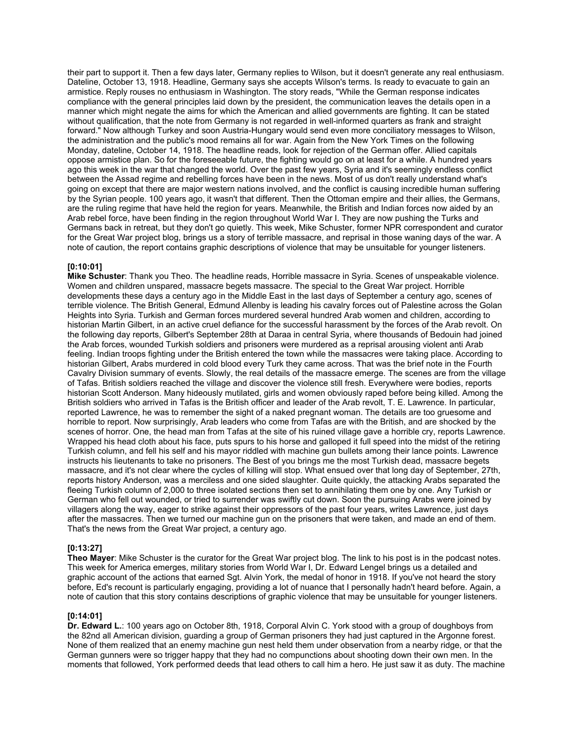their part to support it. Then a few days later, Germany replies to Wilson, but it doesn't generate any real enthusiasm. Dateline, October 13, 1918. Headline, Germany says she accepts Wilson's terms. Is ready to evacuate to gain an armistice. Reply rouses no enthusiasm in Washington. The story reads, "While the German response indicates compliance with the general principles laid down by the president, the communication leaves the details open in a manner which might negate the aims for which the American and allied governments are fighting. It can be stated without qualification, that the note from Germany is not regarded in well-informed quarters as frank and straight forward." Now although Turkey and soon Austria-Hungary would send even more conciliatory messages to Wilson, the administration and the public's mood remains all for war. Again from the New York Times on the following Monday, dateline, October 14, 1918. The headline reads, look for rejection of the German offer. Allied capitals oppose armistice plan. So for the foreseeable future, the fighting would go on at least for a while. A hundred years ago this week in the war that changed the world. Over the past few years, Syria and it's seemingly endless conflict between the Assad regime and rebelling forces have been in the news. Most of us don't really understand what's going on except that there are major western nations involved, and the conflict is causing incredible human suffering by the Syrian people. 100 years ago, it wasn't that different. Then the Ottoman empire and their allies, the Germans, are the ruling regime that have held the region for years. Meanwhile, the British and Indian forces now aided by an Arab rebel force, have been finding in the region throughout World War I. They are now pushing the Turks and Germans back in retreat, but they don't go quietly. This week, Mike Schuster, former NPR correspondent and curator for the Great War project blog, brings us a story of terrible massacre, and reprisal in those waning days of the war. A note of caution, the report contains graphic descriptions of violence that may be unsuitable for younger listeners.

**[0:10:01]**

**Mike Schuster**: Thank you Theo. The headline reads, Horrible massacre in Syria. Scenes of unspeakable violence. Women and children unspared, massacre begets massacre. The special to the Great War project. Horrible developments these days a century ago in the Middle East in the last days of September a century ago, scenes of terrible violence. The British General, Edmund Allenby is leading his cavalry forces out of Palestine across the Golan Heights into Syria. Turkish and German forces murdered several hundred Arab women and children, according to historian Martin Gilbert, in an active cruel defiance for the successful harassment by the forces of the Arab revolt. On the following day reports, Gilbert's September 28th at Daraa in central Syria, where thousands of Bedouin had joined the Arab forces, wounded Turkish soldiers and prisoners were murdered as a reprisal arousing violent anti Arab feeling. Indian troops fighting under the British entered the town while the massacres were taking place. According to historian Gilbert, Arabs murdered in cold blood every Turk they came across. That was the brief note in the Fourth Cavalry Division summary of events. Slowly, the real details of the massacre emerge. The scenes are from the village of Tafas. British soldiers reached the village and discover the violence still fresh. Everywhere were bodies, reports historian Scott Anderson. Many hideously mutilated, girls and women obviously raped before being killed. Among the British soldiers who arrived in Tafas is the British officer and leader of the Arab revolt, T. E. Lawrence. In particular, reported Lawrence, he was to remember the sight of a naked pregnant woman. The details are too gruesome and horrible to report. Now surprisingly, Arab leaders who come from Tafas are with the British, and are shocked by the scenes of horror. One, the head man from Tafas at the site of his ruined village gave a horrible cry, reports Lawrence. Wrapped his head cloth about his face, puts spurs to his horse and galloped it full speed into the midst of the retiring Turkish column, and fell his self and his mayor riddled with machine gun bullets among their lance points. Lawrence instructs his lieutenants to take no prisoners. The Best of you brings me the most Turkish dead, massacre begets massacre, and it's not clear where the cycles of killing will stop. What ensued over that long day of September, 27th, reports history Anderson, was a merciless and one sided slaughter. Quite quickly, the attacking Arabs separated the fleeing Turkish column of 2,000 to three isolated sections then set to annihilating them one by one. Any Turkish or German who fell out wounded, or tried to surrender was swiftly cut down. Soon the pursuing Arabs were joined by villagers along the way, eager to strike against their oppressors of the past four years, writes Lawrence, just days after the massacres. Then we turned our machine gun on the prisoners that were taken, and made an end of them. That's the news from the Great War project, a century ago.

**[0:13:27]**

**Theo Mayer**: Mike Schuster is the curator for the Great War project blog. The link to his post is in the podcast notes. This week for America emerges, military stories from World War I, Dr. Edward Lengel brings us a detailed and graphic account of the actions that earned Sgt. Alvin York, the medal of honor in 1918. If you've not heard the story before, Ed's recount is particularly engaging, providing a lot of nuance that I personally hadn't heard before. Again, a note of caution that this story contains descriptions of graphic violence that may be unsuitable for younger listeners.

**[0:14:01]**

**Dr. Edward L.**: 100 years ago on October 8th, 1918, Corporal Alvin C. York stood with a group of doughboys from the 82nd all American division, guarding a group of German prisoners they had just captured in the Argonne forest. None of them realized that an enemy machine gun nest held them under observation from a nearby ridge, or that the German gunners were so trigger happy that they had no compunctions about shooting down their own men. In the moments that followed, York performed deeds that lead others to call him a hero. He just saw it as duty. The machine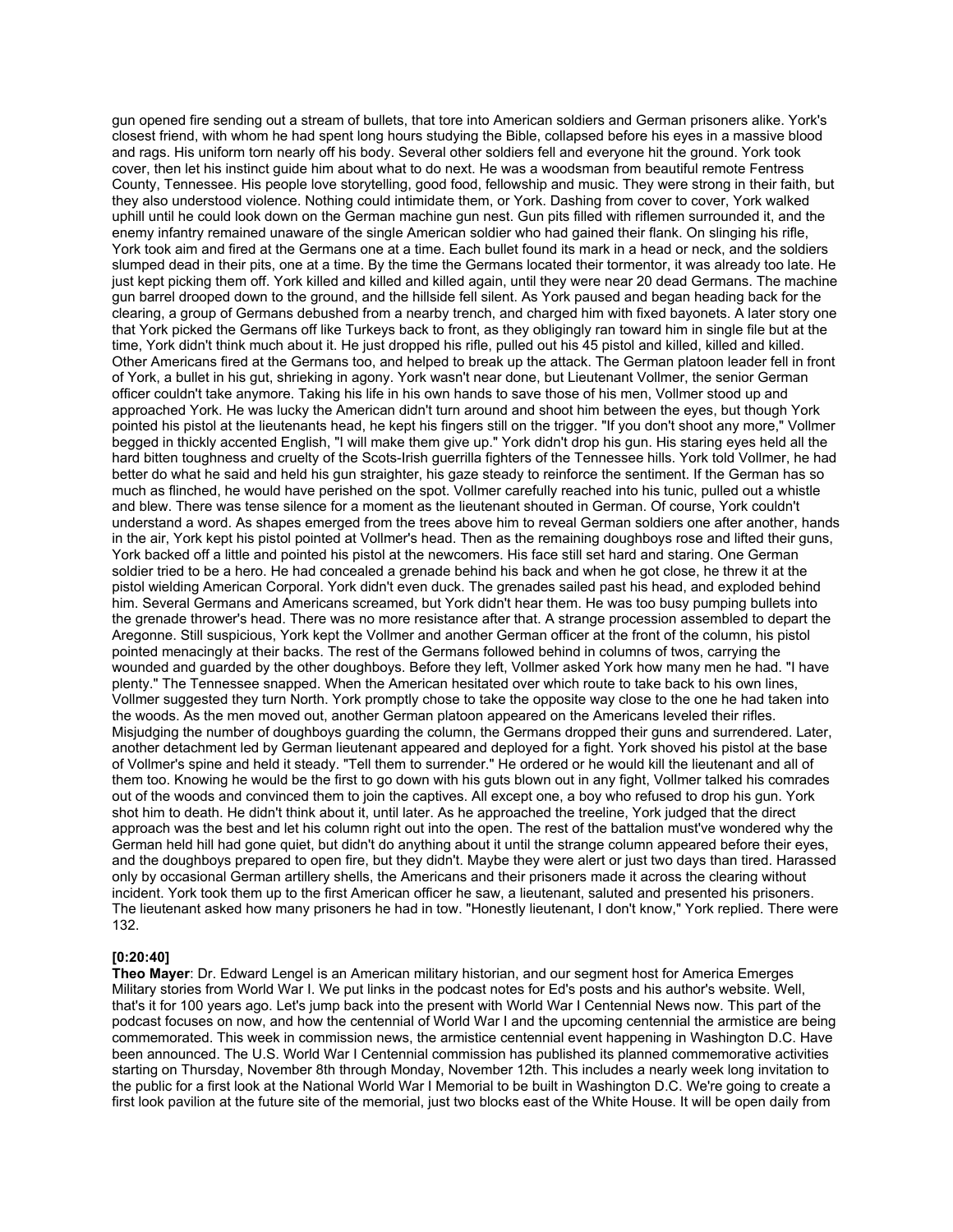gun opened fire sending out a stream of bullets, that tore into American soldiers and German prisoners alike. York's closest friend, with whom he had spent long hours studying the Bible, collapsed before his eyes in a massive blood and rags. His uniform torn nearly off his body. Several other soldiers fell and everyone hit the ground. York took cover, then let his instinct guide him about what to do next. He was a woodsman from beautiful remote Fentress County, Tennessee. His people love storytelling, good food, fellowship and music. They were strong in their faith, but they also understood violence. Nothing could intimidate them, or York. Dashing from cover to cover, York walked uphill until he could look down on the German machine gun nest. Gun pits filled with riflemen surrounded it, and the enemy infantry remained unaware of the single American soldier who had gained their flank. On slinging his rifle, York took aim and fired at the Germans one at a time. Each bullet found its mark in a head or neck, and the soldiers slumped dead in their pits, one at a time. By the time the Germans located their tormentor, it was already too late. He just kept picking them off. York killed and killed and killed again, until they were near 20 dead Germans. The machine gun barrel drooped down to the ground, and the hillside fell silent. As York paused and began heading back for the clearing, a group of Germans debushed from a nearby trench, and charged him with fixed bayonets. A later story one that York picked the Germans off like Turkeys back to front, as they obligingly ran toward him in single file but at the time, York didn't think much about it. He just dropped his rifle, pulled out his 45 pistol and killed, killed and killed. Other Americans fired at the Germans too, and helped to break up the attack. The German platoon leader fell in front of York, a bullet in his gut, shrieking in agony. York wasn't near done, but Lieutenant Vollmer, the senior German officer couldn't take anymore. Taking his life in his own hands to save those of his men, Vollmer stood up and approached York. He was lucky the American didn't turn around and shoot him between the eyes, but though York pointed his pistol at the lieutenants head, he kept his fingers still on the trigger. "If you don't shoot any more," Vollmer begged in thickly accented English, "I will make them give up." York didn't drop his gun. His staring eyes held all the hard bitten toughness and cruelty of the Scots-Irish guerrilla fighters of the Tennessee hills. York told Vollmer, he had better do what he said and held his gun straighter, his gaze steady to reinforce the sentiment. If the German has so much as flinched, he would have perished on the spot. Vollmer carefully reached into his tunic, pulled out a whistle and blew. There was tense silence for a moment as the lieutenant shouted in German. Of course, York couldn't understand a word. As shapes emerged from the trees above him to reveal German soldiers one after another, hands in the air, York kept his pistol pointed at Vollmer's head. Then as the remaining doughboys rose and lifted their guns, York backed off a little and pointed his pistol at the newcomers. His face still set hard and staring. One German soldier tried to be a hero. He had concealed a grenade behind his back and when he got close, he threw it at the pistol wielding American Corporal. York didn't even duck. The grenades sailed past his head, and exploded behind him. Several Germans and Americans screamed, but York didn't hear them. He was too busy pumping bullets into the grenade thrower's head. There was no more resistance after that. A strange procession assembled to depart the Aregonne. Still suspicious, York kept the Vollmer and another German officer at the front of the column, his pistol pointed menacingly at their backs. The rest of the Germans followed behind in columns of twos, carrying the wounded and guarded by the other doughboys. Before they left, Vollmer asked York how many men he had. "I have plenty." The Tennessee snapped. When the American hesitated over which route to take back to his own lines, Vollmer suggested they turn North. York promptly chose to take the opposite way close to the one he had taken into the woods. As the men moved out, another German platoon appeared on the Americans leveled their rifles. Misjudging the number of doughboys guarding the column, the Germans dropped their guns and surrendered. Later, another detachment led by German lieutenant appeared and deployed for a fight. York shoved his pistol at the base of Vollmer's spine and held it steady. "Tell them to surrender." He ordered or he would kill the lieutenant and all of them too. Knowing he would be the first to go down with his guts blown out in any fight, Vollmer talked his comrades out of the woods and convinced them to join the captives. All except one, a boy who refused to drop his gun. York shot him to death. He didn't think about it, until later. As he approached the treeline, York judged that the direct approach was the best and let his column right out into the open. The rest of the battalion must've wondered why the German held hill had gone quiet, but didn't do anything about it until the strange column appeared before their eyes, and the doughboys prepared to open fire, but they didn't. Maybe they were alert or just two days than tired. Harassed only by occasional German artillery shells, the Americans and their prisoners made it across the clearing without incident. York took them up to the first American officer he saw, a lieutenant, saluted and presented his prisoners. The lieutenant asked how many prisoners he had in tow. "Honestly lieutenant, I don't know," York replied. There were 132.

**[0:20:40]**

**Theo Mayer**: Dr. Edward Lengel is an American military historian, and our segment host for America Emerges Military stories from World War I. We put links in the podcast notes for Ed's posts and his author's website. Well, that's it for 100 years ago. Let's jump back into the present with World War I Centennial News now. This part of the podcast focuses on now, and how the centennial of World War I and the upcoming centennial the armistice are being commemorated. This week in commission news, the armistice centennial event happening in Washington D.C. Have been announced. The U.S. World War I Centennial commission has published its planned commemorative activities starting on Thursday, November 8th through Monday, November 12th. This includes a nearly week long invitation to the public for a first look at the National World War I Memorial to be built in Washington D.C. We're going to create a first look pavilion at the future site of the memorial, just two blocks east of the White House. It will be open daily from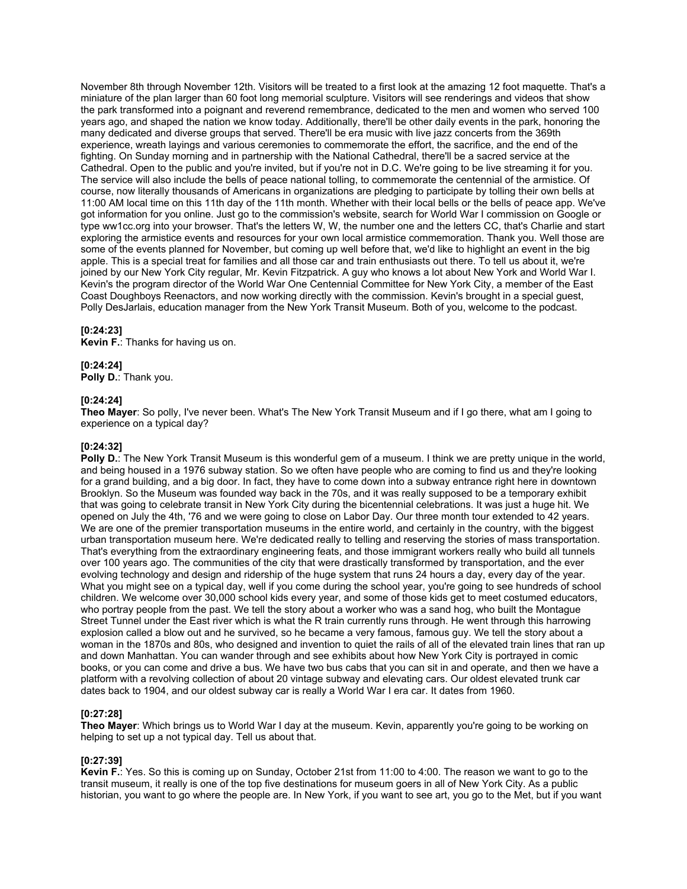November 8th through November 12th. Visitors will be treated to a first look at the amazing 12 foot maquette. That's a miniature of the plan larger than 60 foot long memorial sculpture. Visitors will see renderings and videos that show the park transformed into a poignant and reverend remembrance, dedicated to the men and women who served 100 years ago, and shaped the nation we know today. Additionally, there'll be other daily events in the park, honoring the many dedicated and diverse groups that served. There'll be era music with live jazz concerts from the 369th experience, wreath layings and various ceremonies to commemorate the effort, the sacrifice, and the end of the fighting. On Sunday morning and in partnership with the National Cathedral, there'll be a sacred service at the Cathedral. Open to the public and you're invited, but if you're not in D.C. We're going to be live streaming it for you. The service will also include the bells of peace national tolling, to commemorate the centennial of the armistice. Of course, now literally thousands of Americans in organizations are pledging to participate by tolling their own bells at 11:00 AM local time on this 11th day of the 11th month. Whether with their local bells or the bells of peace app. We've got information for you online. Just go to the commission's website, search for World War I commission on Google or type ww1cc.org into your browser. That's the letters W, W, the number one and the letters CC, that's Charlie and start exploring the armistice events and resources for your own local armistice commemoration. Thank you. Well those are some of the events planned for November, but coming up well before that, we'd like to highlight an event in the big apple. This is a special treat for families and all those car and train enthusiasts out there. To tell us about it, we're joined by our New York City regular, Mr. Kevin Fitzpatrick. A guy who knows a lot about New York and World War I. Kevin's the program director of the World War One Centennial Committee for New York City, a member of the East Coast Doughboys Reenactors, and now working directly with the commission. Kevin's brought in a special guest, Polly DesJarlais, education manager from the New York Transit Museum. Both of you, welcome to the podcast.

**[0:24:23]**
**Kevin F.**: Thanks for having us on.

**[0:24:24]**
**Polly D.**: Thank you.

**[0:24:24]**
**Theo Mayer**: So polly, I've never been. What's The New York Transit Museum and if I go there, what am I going to experience on a typical day?

**[0:24:32]**
**Polly D.**: The New York Transit Museum is this wonderful gem of a museum. I think we are pretty unique in the world, and being housed in a 1976 subway station. So we often have people who are coming to find us and they're looking for a grand building, and a big door. In fact, they have to come down into a subway entrance right here in downtown Brooklyn. So the Museum was founded way back in the 70s, and it was really supposed to be a temporary exhibit that was going to celebrate transit in New York City during the bicentennial celebrations. It was just a huge hit. We opened on July the 4th, '76 and we were going to close on Labor Day. Our three month tour extended to 42 years. We are one of the premier transportation museums in the entire world, and certainly in the country, with the biggest urban transportation museum here. We're dedicated really to telling and reserving the stories of mass transportation. That's everything from the extraordinary engineering feats, and those immigrant workers really who build all tunnels over 100 years ago. The communities of the city that were drastically transformed by transportation, and the ever evolving technology and design and ridership of the huge system that runs 24 hours a day, every day of the year. What you might see on a typical day, well if you come during the school year, you're going to see hundreds of school children. We welcome over 30,000 school kids every year, and some of those kids get to meet costumed educators, who portray people from the past. We tell the story about a worker who was a sand hog, who built the Montague Street Tunnel under the East river which is what the R train currently runs through. He went through this harrowing explosion called a blow out and he survived, so he became a very famous, famous guy. We tell the story about a woman in the 1870s and 80s, who designed and invention to quiet the rails of all of the elevated train lines that ran up and down Manhattan. You can wander through and see exhibits about how New York City is portrayed in comic books, or you can come and drive a bus. We have two bus cabs that you can sit in and operate, and then we have a platform with a revolving collection of about 20 vintage subway and elevating cars. Our oldest elevated trunk car dates back to 1904, and our oldest subway car is really a World War I era car. It dates from 1960.

**[0:27:28]**
**Theo Mayer**: Which brings us to World War I day at the museum. Kevin, apparently you're going to be working on helping to set up a not typical day. Tell us about that.

**[0:27:39]**
**Kevin F.**: Yes. So this is coming up on Sunday, October 21st from 11:00 to 4:00. The reason we want to go to the transit museum, it really is one of the top five destinations for museum goers in all of New York City. As a public historian, you want to go where the people are. In New York, if you want to see art, you go to the Met, but if you want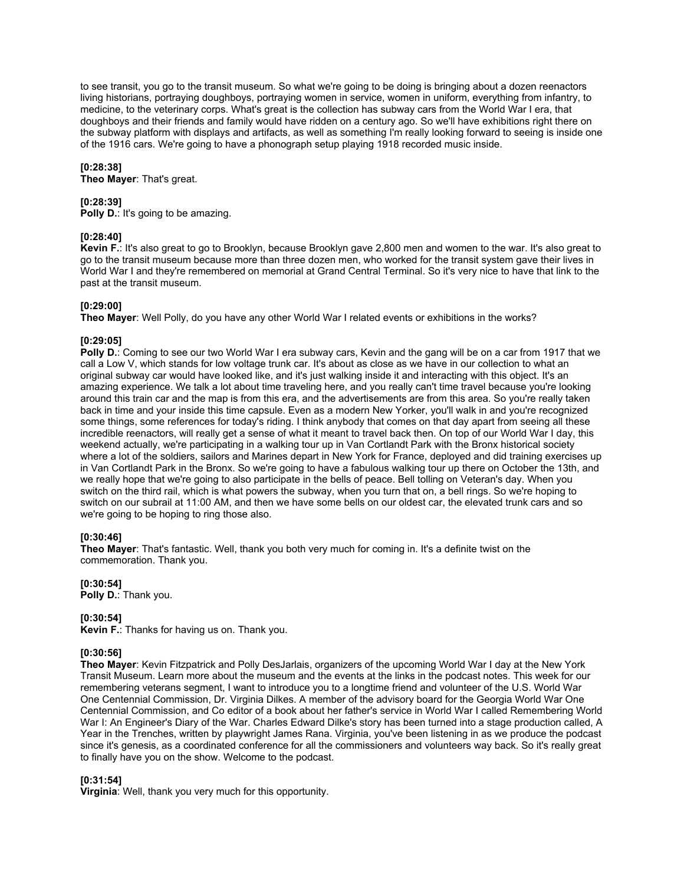to see transit, you go to the transit museum. So what we're going to be doing is bringing about a dozen reenactors living historians, portraying doughboys, portraying women in service, women in uniform, everything from infantry, to medicine, to the veterinary corps. What's great is the collection has subway cars from the World War I era, that doughboys and their friends and family would have ridden on a century ago. So we'll have exhibitions right there on the subway platform with displays and artifacts, as well as something I'm really looking forward to seeing is inside one of the 1916 cars. We're going to have a phonograph setup playing 1918 recorded music inside.

**[0:28:38]**
**Theo Mayer**: That's great.

**[0:28:39]**
**Polly D.**: It's going to be amazing.

**[0:28:40]**
**Kevin F.**: It's also great to go to Brooklyn, because Brooklyn gave 2,800 men and women to the war. It's also great to go to the transit museum because more than three dozen men, who worked for the transit system gave their lives in World War I and they're remembered on memorial at Grand Central Terminal. So it's very nice to have that link to the past at the transit museum.

**[0:29:00]**
**Theo Mayer**: Well Polly, do you have any other World War I related events or exhibitions in the works?

**[0:29:05]**
**Polly D.**: Coming to see our two World War I era subway cars, Kevin and the gang will be on a car from 1917 that we call a Low V, which stands for low voltage trunk car. It's about as close as we have in our collection to what an original subway car would have looked like, and it's just walking inside it and interacting with this object. It's an amazing experience. We talk a lot about time traveling here, and you really can't time travel because you're looking around this train car and the map is from this era, and the advertisements are from this area. So you're really taken back in time and your inside this time capsule. Even as a modern New Yorker, you'll walk in and you're recognized some things, some references for today's riding. I think anybody that comes on that day apart from seeing all these incredible reenactors, will really get a sense of what it meant to travel back then. On top of our World War I day, this weekend actually, we're participating in a walking tour up in Van Cortlandt Park with the Bronx historical society where a lot of the soldiers, sailors and Marines depart in New York for France, deployed and did training exercises up in Van Cortlandt Park in the Bronx. So we're going to have a fabulous walking tour up there on October the 13th, and we really hope that we're going to also participate in the bells of peace. Bell tolling on Veteran's day. When you switch on the third rail, which is what powers the subway, when you turn that on, a bell rings. So we're hoping to switch on our subrail at 11:00 AM, and then we have some bells on our oldest car, the elevated trunk cars and so we're going to be hoping to ring those also.

**[0:30:46]**
**Theo Mayer**: That's fantastic. Well, thank you both very much for coming in. It's a definite twist on the commemoration. Thank you.

**[0:30:54]**
**Polly D.**: Thank you.

**[0:30:54]**
**Kevin F.**: Thanks for having us on. Thank you.

**[0:30:56]**
**Theo Mayer**: Kevin Fitzpatrick and Polly DesJarlais, organizers of the upcoming World War I day at the New York Transit Museum. Learn more about the museum and the events at the links in the podcast notes. This week for our remembering veterans segment, I want to introduce you to a longtime friend and volunteer of the U.S. World War One Centennial Commission, Dr. Virginia Dilkes. A member of the advisory board for the Georgia World War One Centennial Commission, and Co editor of a book about her father's service in World War I called Remembering World War I: An Engineer's Diary of the War. Charles Edward Dilke's story has been turned into a stage production called, A Year in the Trenches, written by playwright James Rana. Virginia, you've been listening in as we produce the podcast since it's genesis, as a coordinated conference for all the commissioners and volunteers way back. So it's really great to finally have you on the show. Welcome to the podcast.

**[0:31:54]**
**Virginia**: Well, thank you very much for this opportunity.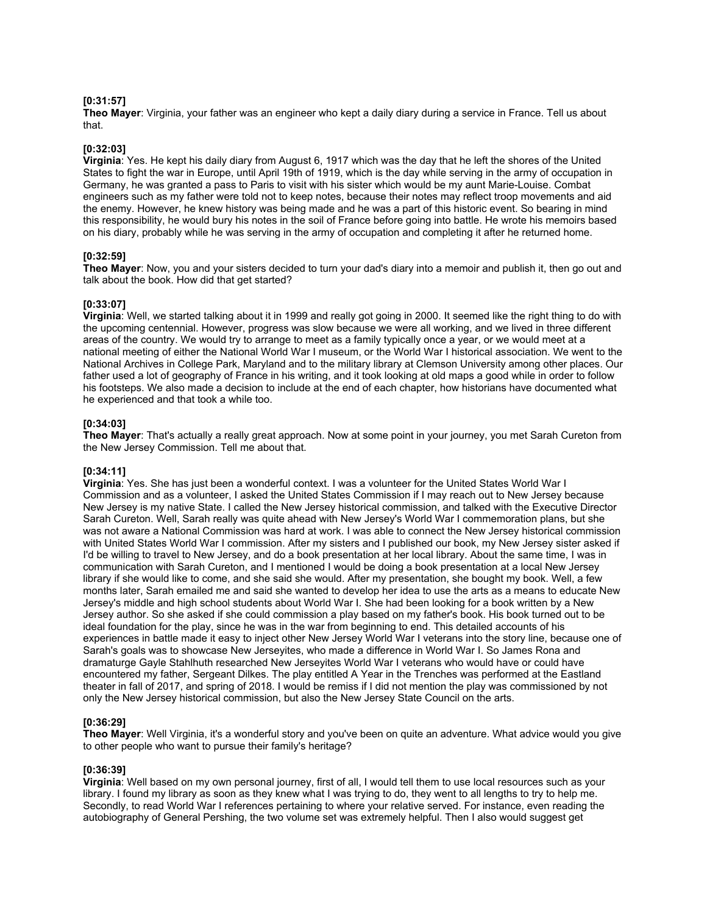**[0:31:57]**
**Theo Mayer**: Virginia, your father was an engineer who kept a daily diary during a service in France. Tell us about that.

**[0:32:03]**
**Virginia**: Yes. He kept his daily diary from August 6, 1917 which was the day that he left the shores of the United States to fight the war in Europe, until April 19th of 1919, which is the day while serving in the army of occupation in Germany, he was granted a pass to Paris to visit with his sister which would be my aunt Marie-Louise. Combat engineers such as my father were told not to keep notes, because their notes may reflect troop movements and aid the enemy. However, he knew history was being made and he was a part of this historic event. So bearing in mind this responsibility, he would bury his notes in the soil of France before going into battle. He wrote his memoirs based on his diary, probably while he was serving in the army of occupation and completing it after he returned home.

**[0:32:59]**
**Theo Mayer**: Now, you and your sisters decided to turn your dad's diary into a memoir and publish it, then go out and talk about the book. How did that get started?

**[0:33:07]**
**Virginia**: Well, we started talking about it in 1999 and really got going in 2000. It seemed like the right thing to do with the upcoming centennial. However, progress was slow because we were all working, and we lived in three different areas of the country. We would try to arrange to meet as a family typically once a year, or we would meet at a national meeting of either the National World War I museum, or the World War I historical association. We went to the National Archives in College Park, Maryland and to the military library at Clemson University among other places. Our father used a lot of geography of France in his writing, and it took looking at old maps a good while in order to follow his footsteps. We also made a decision to include at the end of each chapter, how historians have documented what he experienced and that took a while too.

**[0:34:03]**
**Theo Mayer**: That's actually a really great approach. Now at some point in your journey, you met Sarah Cureton from the New Jersey Commission. Tell me about that.

**[0:34:11]**
**Virginia**: Yes. She has just been a wonderful context. I was a volunteer for the United States World War I Commission and as a volunteer, I asked the United States Commission if I may reach out to New Jersey because New Jersey is my native State. I called the New Jersey historical commission, and talked with the Executive Director Sarah Cureton. Well, Sarah really was quite ahead with New Jersey's World War I commemoration plans, but she was not aware a National Commission was hard at work. I was able to connect the New Jersey historical commission with United States World War I commission. After my sisters and I published our book, my New Jersey sister asked if I'd be willing to travel to New Jersey, and do a book presentation at her local library. About the same time, I was in communication with Sarah Cureton, and I mentioned I would be doing a book presentation at a local New Jersey library if she would like to come, and she said she would. After my presentation, she bought my book. Well, a few months later, Sarah emailed me and said she wanted to develop her idea to use the arts as a means to educate New Jersey's middle and high school students about World War I. She had been looking for a book written by a New Jersey author. So she asked if she could commission a play based on my father's book. His book turned out to be ideal foundation for the play, since he was in the war from beginning to end. This detailed accounts of his experiences in battle made it easy to inject other New Jersey World War I veterans into the story line, because one of Sarah's goals was to showcase New Jerseyites, who made a difference in World War I. So James Rona and dramaturge Gayle Stahlhuth researched New Jerseyites World War I veterans who would have or could have encountered my father, Sergeant Dilkes. The play entitled A Year in the Trenches was performed at the Eastland theater in fall of 2017, and spring of 2018. I would be remiss if I did not mention the play was commissioned by not only the New Jersey historical commission, but also the New Jersey State Council on the arts.

**[0:36:29]**
**Theo Mayer**: Well Virginia, it's a wonderful story and you've been on quite an adventure. What advice would you give to other people who want to pursue their family's heritage?

**[0:36:39]**
**Virginia**: Well based on my own personal journey, first of all, I would tell them to use local resources such as your library. I found my library as soon as they knew what I was trying to do, they went to all lengths to try to help me. Secondly, to read World War I references pertaining to where your relative served. For instance, even reading the autobiography of General Pershing, the two volume set was extremely helpful. Then I also would suggest get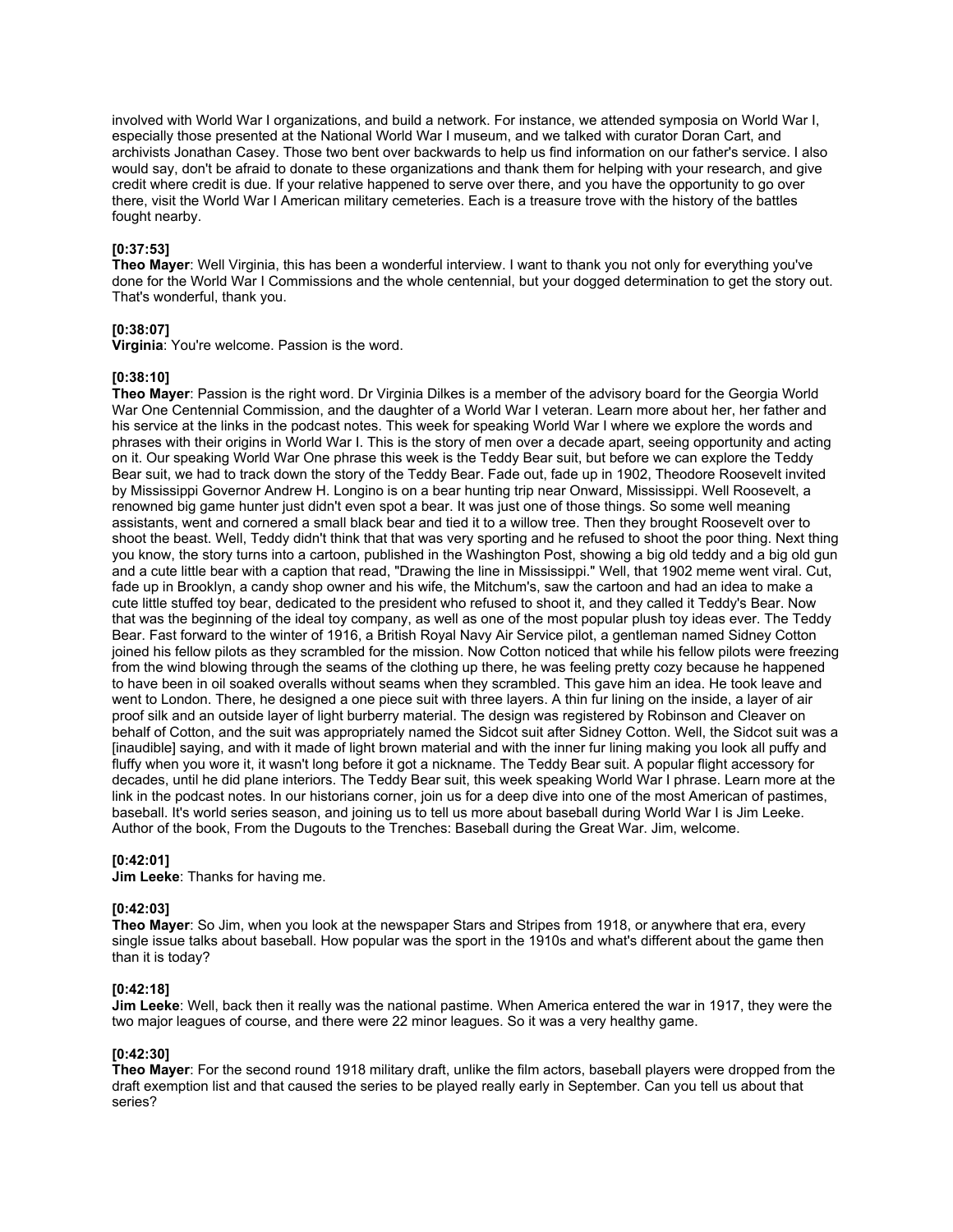involved with World War I organizations, and build a network. For instance, we attended symposia on World War I, especially those presented at the National World War I museum, and we talked with curator Doran Cart, and archivists Jonathan Casey. Those two bent over backwards to help us find information on our father's service. I also would say, don't be afraid to donate to these organizations and thank them for helping with your research, and give credit where credit is due. If your relative happened to serve over there, and you have the opportunity to go over there, visit the World War I American military cemeteries. Each is a treasure trove with the history of the battles fought nearby.

**[0:37:53]**
**Theo Mayer**: Well Virginia, this has been a wonderful interview. I want to thank you not only for everything you've done for the World War I Commissions and the whole centennial, but your dogged determination to get the story out. That's wonderful, thank you.

**[0:38:07]**
**Virginia**: You're welcome. Passion is the word.

**[0:38:10]**
**Theo Mayer**: Passion is the right word. Dr Virginia Dilkes is a member of the advisory board for the Georgia World War One Centennial Commission, and the daughter of a World War I veteran. Learn more about her, her father and his service at the links in the podcast notes. This week for speaking World War I where we explore the words and phrases with their origins in World War I. This is the story of men over a decade apart, seeing opportunity and acting on it. Our speaking World War One phrase this week is the Teddy Bear suit, but before we can explore the Teddy Bear suit, we had to track down the story of the Teddy Bear. Fade out, fade up in 1902, Theodore Roosevelt invited by Mississippi Governor Andrew H. Longino is on a bear hunting trip near Onward, Mississippi. Well Roosevelt, a renowned big game hunter just didn't even spot a bear. It was just one of those things. So some well meaning assistants, went and cornered a small black bear and tied it to a willow tree. Then they brought Roosevelt over to shoot the beast. Well, Teddy didn't think that that was very sporting and he refused to shoot the poor thing. Next thing you know, the story turns into a cartoon, published in the Washington Post, showing a big old teddy and a big old gun and a cute little bear with a caption that read, "Drawing the line in Mississippi." Well, that 1902 meme went viral. Cut, fade up in Brooklyn, a candy shop owner and his wife, the Mitchum's, saw the cartoon and had an idea to make a cute little stuffed toy bear, dedicated to the president who refused to shoot it, and they called it Teddy's Bear. Now that was the beginning of the ideal toy company, as well as one of the most popular plush toy ideas ever. The Teddy Bear. Fast forward to the winter of 1916, a British Royal Navy Air Service pilot, a gentleman named Sidney Cotton joined his fellow pilots as they scrambled for the mission. Now Cotton noticed that while his fellow pilots were freezing from the wind blowing through the seams of the clothing up there, he was feeling pretty cozy because he happened to have been in oil soaked overalls without seams when they scrambled. This gave him an idea. He took leave and went to London. There, he designed a one piece suit with three layers. A thin fur lining on the inside, a layer of air proof silk and an outside layer of light burberry material. The design was registered by Robinson and Cleaver on behalf of Cotton, and the suit was appropriately named the Sidcot suit after Sidney Cotton. Well, the Sidcot suit was a [inaudible] saying, and with it made of light brown material and with the inner fur lining making you look all puffy and fluffy when you wore it, it wasn't long before it got a nickname. The Teddy Bear suit. A popular flight accessory for decades, until he did plane interiors. The Teddy Bear suit, this week speaking World War I phrase. Learn more at the link in the podcast notes. In our historians corner, join us for a deep dive into one of the most American of pastimes, baseball. It's world series season, and joining us to tell us more about baseball during World War I is Jim Leeke. Author of the book, From the Dugouts to the Trenches: Baseball during the Great War. Jim, welcome.

**[0:42:01]**
**Jim Leeke**: Thanks for having me.

**[0:42:03]**
**Theo Mayer**: So Jim, when you look at the newspaper Stars and Stripes from 1918, or anywhere that era, every single issue talks about baseball. How popular was the sport in the 1910s and what's different about the game then than it is today?

**[0:42:18]**
**Jim Leeke**: Well, back then it really was the national pastime. When America entered the war in 1917, they were the two major leagues of course, and there were 22 minor leagues. So it was a very healthy game.

**[0:42:30]**
**Theo Mayer**: For the second round 1918 military draft, unlike the film actors, baseball players were dropped from the draft exemption list and that caused the series to be played really early in September. Can you tell us about that series?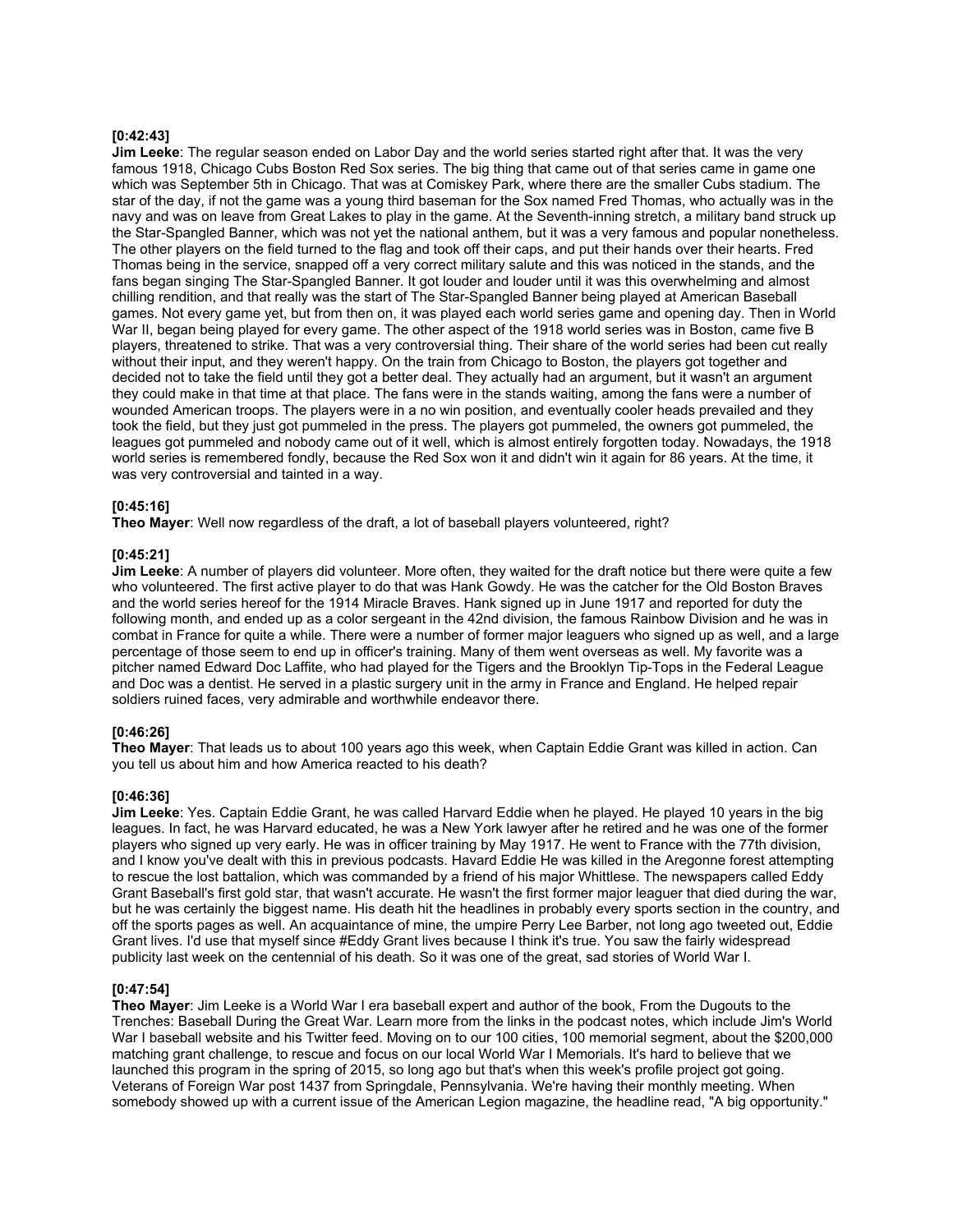**[0:42:43]**
**Jim Leeke**: The regular season ended on Labor Day and the world series started right after that. It was the very famous 1918, Chicago Cubs Boston Red Sox series. The big thing that came out of that series came in game one which was September 5th in Chicago. That was at Comiskey Park, where there are the smaller Cubs stadium. The star of the day, if not the game was a young third baseman for the Sox named Fred Thomas, who actually was in the navy and was on leave from Great Lakes to play in the game. At the Seventh-inning stretch, a military band struck up the Star-Spangled Banner, which was not yet the national anthem, but it was a very famous and popular nonetheless. The other players on the field turned to the flag and took off their caps, and put their hands over their hearts. Fred Thomas being in the service, snapped off a very correct military salute and this was noticed in the stands, and the fans began singing The Star-Spangled Banner. It got louder and louder until it was this overwhelming and almost chilling rendition, and that really was the start of The Star-Spangled Banner being played at American Baseball games. Not every game yet, but from then on, it was played each world series game and opening day. Then in World War II, began being played for every game. The other aspect of the 1918 world series was in Boston, came five B players, threatened to strike. That was a very controversial thing. Their share of the world series had been cut really without their input, and they weren't happy. On the train from Chicago to Boston, the players got together and decided not to take the field until they got a better deal. They actually had an argument, but it wasn't an argument they could make in that time at that place. The fans were in the stands waiting, among the fans were a number of wounded American troops. The players were in a no win position, and eventually cooler heads prevailed and they took the field, but they just got pummeled in the press. The players got pummeled, the owners got pummeled, the leagues got pummeled and nobody came out of it well, which is almost entirely forgotten today. Nowadays, the 1918 world series is remembered fondly, because the Red Sox won it and didn't win it again for 86 years. At the time, it was very controversial and tainted in a way.

**[0:45:16]**
**Theo Mayer**: Well now regardless of the draft, a lot of baseball players volunteered, right?

**[0:45:21]**
**Jim Leeke**: A number of players did volunteer. More often, they waited for the draft notice but there were quite a few who volunteered. The first active player to do that was Hank Gowdy. He was the catcher for the Old Boston Braves and the world series hereof for the 1914 Miracle Braves. Hank signed up in June 1917 and reported for duty the following month, and ended up as a color sergeant in the 42nd division, the famous Rainbow Division and he was in combat in France for quite a while. There were a number of former major leaguers who signed up as well, and a large percentage of those seem to end up in officer's training. Many of them went overseas as well. My favorite was a pitcher named Edward Doc Laffite, who had played for the Tigers and the Brooklyn Tip-Tops in the Federal League and Doc was a dentist. He served in a plastic surgery unit in the army in France and England. He helped repair soldiers ruined faces, very admirable and worthwhile endeavor there.

**[0:46:26]**
**Theo Mayer**: That leads us to about 100 years ago this week, when Captain Eddie Grant was killed in action. Can you tell us about him and how America reacted to his death?

**[0:46:36]**
**Jim Leeke**: Yes. Captain Eddie Grant, he was called Harvard Eddie when he played. He played 10 years in the big leagues. In fact, he was Harvard educated, he was a New York lawyer after he retired and he was one of the former players who signed up very early. He was in officer training by May 1917. He went to France with the 77th division, and I know you've dealt with this in previous podcasts. Havard Eddie He was killed in the Aregonne forest attempting to rescue the lost battalion, which was commanded by a friend of his major Whittlese. The newspapers called Eddy Grant Baseball's first gold star, that wasn't accurate. He wasn't the first former major leaguer that died during the war, but he was certainly the biggest name. His death hit the headlines in probably every sports section in the country, and off the sports pages as well. An acquaintance of mine, the umpire Perry Lee Barber, not long ago tweeted out, Eddie Grant lives. I'd use that myself since #Eddy Grant lives because I think it's true. You saw the fairly widespread publicity last week on the centennial of his death. So it was one of the great, sad stories of World War I.

**[0:47:54]**
**Theo Mayer**: Jim Leeke is a World War I era baseball expert and author of the book, From the Dugouts to the Trenches: Baseball During the Great War. Learn more from the links in the podcast notes, which include Jim's World War I baseball website and his Twitter feed. Moving on to our 100 cities, 100 memorial segment, about the $200,000 matching grant challenge, to rescue and focus on our local World War I Memorials. It's hard to believe that we launched this program in the spring of 2015, so long ago but that's when this week's profile project got going. Veterans of Foreign War post 1437 from Springdale, Pennsylvania. We're having their monthly meeting. When somebody showed up with a current issue of the American Legion magazine, the headline read, "A big opportunity."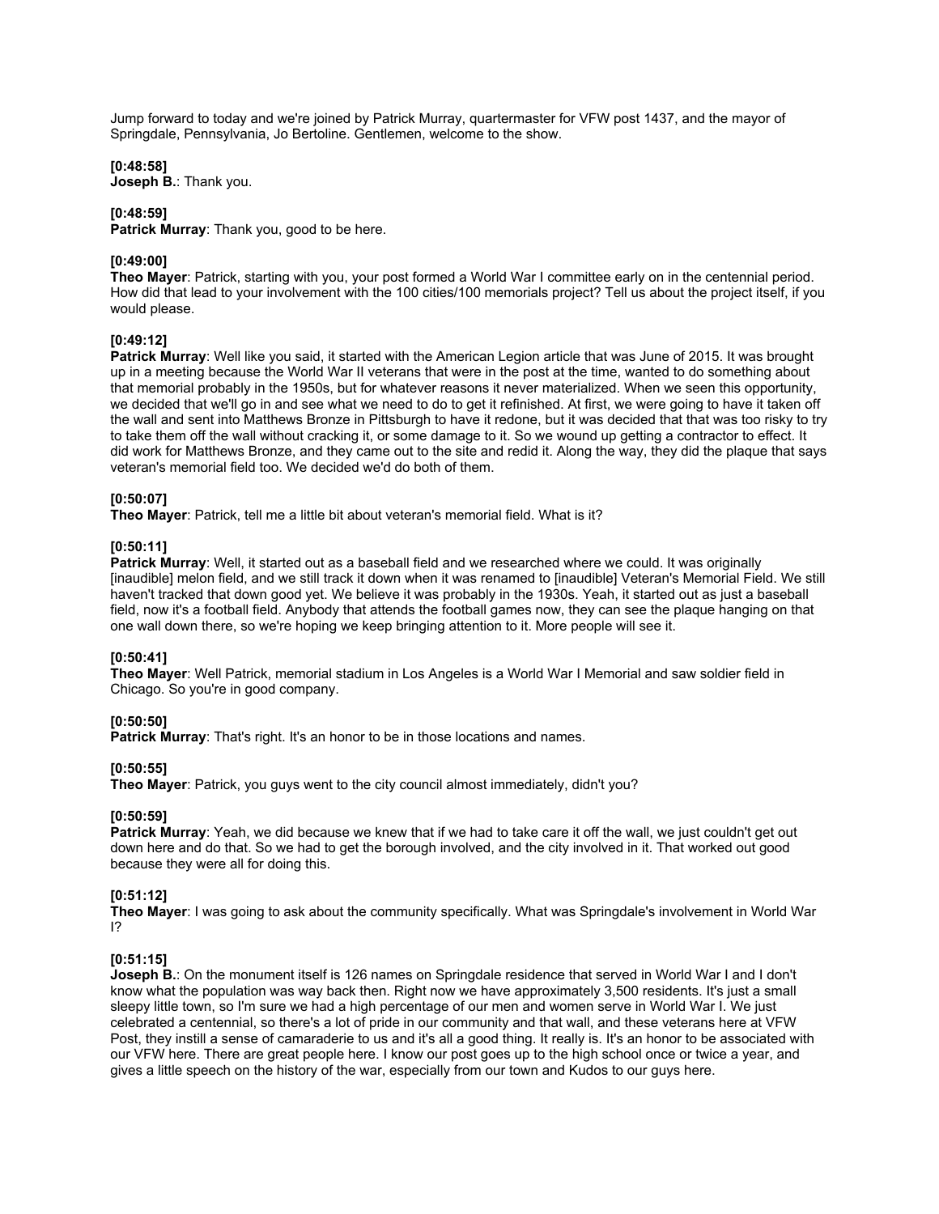Jump forward to today and we're joined by Patrick Murray, quartermaster for VFW post 1437, and the mayor of Springdale, Pennsylvania, Jo Bertoline. Gentlemen, welcome to the show.

**[0:48:58]**
**Joseph B.**: Thank you.

**[0:48:59]**
**Patrick Murray**: Thank you, good to be here.

**[0:49:00]**
**Theo Mayer**: Patrick, starting with you, your post formed a World War I committee early on in the centennial period. How did that lead to your involvement with the 100 cities/100 memorials project? Tell us about the project itself, if you would please.

**[0:49:12]**
**Patrick Murray**: Well like you said, it started with the American Legion article that was June of 2015. It was brought up in a meeting because the World War II veterans that were in the post at the time, wanted to do something about that memorial probably in the 1950s, but for whatever reasons it never materialized. When we seen this opportunity, we decided that we'll go in and see what we need to do to get it refinished. At first, we were going to have it taken off the wall and sent into Matthews Bronze in Pittsburgh to have it redone, but it was decided that that was too risky to try to take them off the wall without cracking it, or some damage to it. So we wound up getting a contractor to effect. It did work for Matthews Bronze, and they came out to the site and redid it. Along the way, they did the plaque that says veteran's memorial field too. We decided we'd do both of them.

**[0:50:07]**
**Theo Mayer**: Patrick, tell me a little bit about veteran's memorial field. What is it?

**[0:50:11]**
**Patrick Murray**: Well, it started out as a baseball field and we researched where we could. It was originally [inaudible] melon field, and we still track it down when it was renamed to [inaudible] Veteran's Memorial Field. We still haven't tracked that down good yet. We believe it was probably in the 1930s. Yeah, it started out as just a baseball field, now it's a football field. Anybody that attends the football games now, they can see the plaque hanging on that one wall down there, so we're hoping we keep bringing attention to it. More people will see it.

**[0:50:41]**
**Theo Mayer**: Well Patrick, memorial stadium in Los Angeles is a World War I Memorial and saw soldier field in Chicago. So you're in good company.

**[0:50:50]**
**Patrick Murray**: That's right. It's an honor to be in those locations and names.

**[0:50:55]**
**Theo Mayer**: Patrick, you guys went to the city council almost immediately, didn't you?

**[0:50:59]**
**Patrick Murray**: Yeah, we did because we knew that if we had to take care it off the wall, we just couldn't get out down here and do that. So we had to get the borough involved, and the city involved in it. That worked out good because they were all for doing this.

**[0:51:12]**
**Theo Mayer**: I was going to ask about the community specifically. What was Springdale's involvement in World War I?

**[0:51:15]**
**Joseph B.**: On the monument itself is 126 names on Springdale residence that served in World War I and I don't know what the population was way back then. Right now we have approximately 3,500 residents. It's just a small sleepy little town, so I'm sure we had a high percentage of our men and women serve in World War I. We just celebrated a centennial, so there's a lot of pride in our community and that wall, and these veterans here at VFW Post, they instill a sense of camaraderie to us and it's all a good thing. It really is. It's an honor to be associated with our VFW here. There are great people here. I know our post goes up to the high school once or twice a year, and gives a little speech on the history of the war, especially from our town and Kudos to our guys here.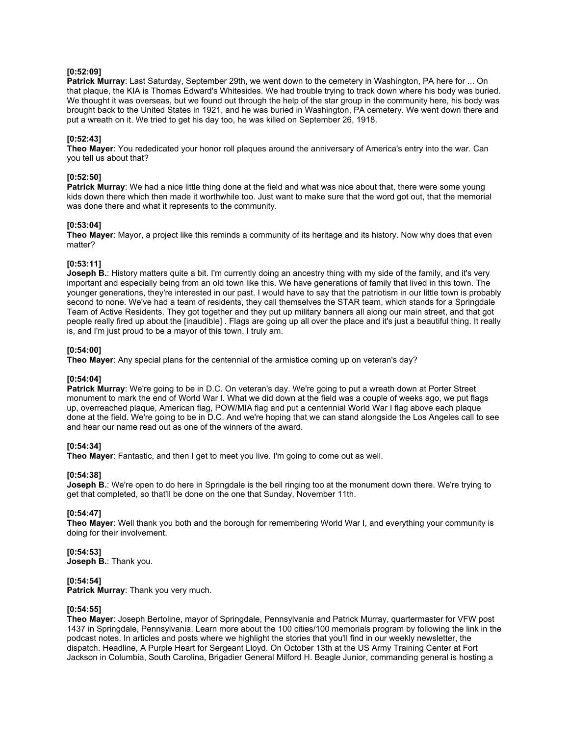**[0:52:09]**
**Patrick Murray**: Last Saturday, September 29th, we went down to the cemetery in Washington, PA here for ... On that plaque, the KIA is Thomas Edward's Whitesides. We had trouble trying to track down where his body was buried. We thought it was overseas, but we found out through the help of the star group in the community here, his body was brought back to the United States in 1921, and he was buried in Washington, PA cemetery. We went down there and put a wreath on it. We tried to get his day too, he was killed on September 26, 1918.

**[0:52:43]**
**Theo Mayer**: You rededicated your honor roll plaques around the anniversary of America's entry into the war. Can you tell us about that?

**[0:52:50]**
**Patrick Murray**: We had a nice little thing done at the field and what was nice about that, there were some young kids down there which then made it worthwhile too. Just want to make sure that the word got out, that the memorial was done there and what it represents to the community.

**[0:53:04]**
**Theo Mayer**: Mayor, a project like this reminds a community of its heritage and its history. Now why does that even matter?

**[0:53:11]**
**Joseph B.**: History matters quite a bit. I'm currently doing an ancestry thing with my side of the family, and it's very important and especially being from an old town like this. We have generations of family that lived in this town. The younger generations, they're interested in our past. I would have to say that the patriotism in our little town is probably second to none. We've had a team of residents, they call themselves the STAR team, which stands for a Springdale Team of Active Residents. They got together and they put up military banners all along our main street, and that got people really fired up about the [inaudible] . Flags are going up all over the place and it's just a beautiful thing. It really is, and I'm just proud to be a mayor of this town. I truly am.

**[0:54:00]**
**Theo Mayer**: Any special plans for the centennial of the armistice coming up on veteran's day?

**[0:54:04]**
**Patrick Murray**: We're going to be in D.C. On veteran's day. We're going to put a wreath down at Porter Street monument to mark the end of World War I. What we did down at the field was a couple of weeks ago, we put flags up, overreached plaque, American flag, POW/MIA flag and put a centennial World War I flag above each plaque done at the field. We're going to be in D.C. And we're hoping that we can stand alongside the Los Angeles call to see and hear our name read out as one of the winners of the award.

**[0:54:34]**
**Theo Mayer**: Fantastic, and then I get to meet you live. I'm going to come out as well.

**[0:54:38]**
**Joseph B.**: We're open to do here in Springdale is the bell ringing too at the monument down there. We're trying to get that completed, so that'll be done on the one that Sunday, November 11th.

**[0:54:47]**
**Theo Mayer**: Well thank you both and the borough for remembering World War I, and everything your community is doing for their involvement.

**[0:54:53]**
**Joseph B.**: Thank you.

**[0:54:54]**
**Patrick Murray**: Thank you very much.

**[0:54:55]**
**Theo Mayer**: Joseph Bertoline, mayor of Springdale, Pennsylvania and Patrick Murray, quartermaster for VFW post 1437 in Springdale, Pennsylvania. Learn more about the 100 cities/100 memorials program by following the link in the podcast notes. In articles and posts where we highlight the stories that you'll find in our weekly newsletter, the dispatch. Headline, A Purple Heart for Sergeant Lloyd. On October 13th at the US Army Training Center at Fort Jackson in Columbia, South Carolina, Brigadier General Milford H. Beagle Junior, commanding general is hosting a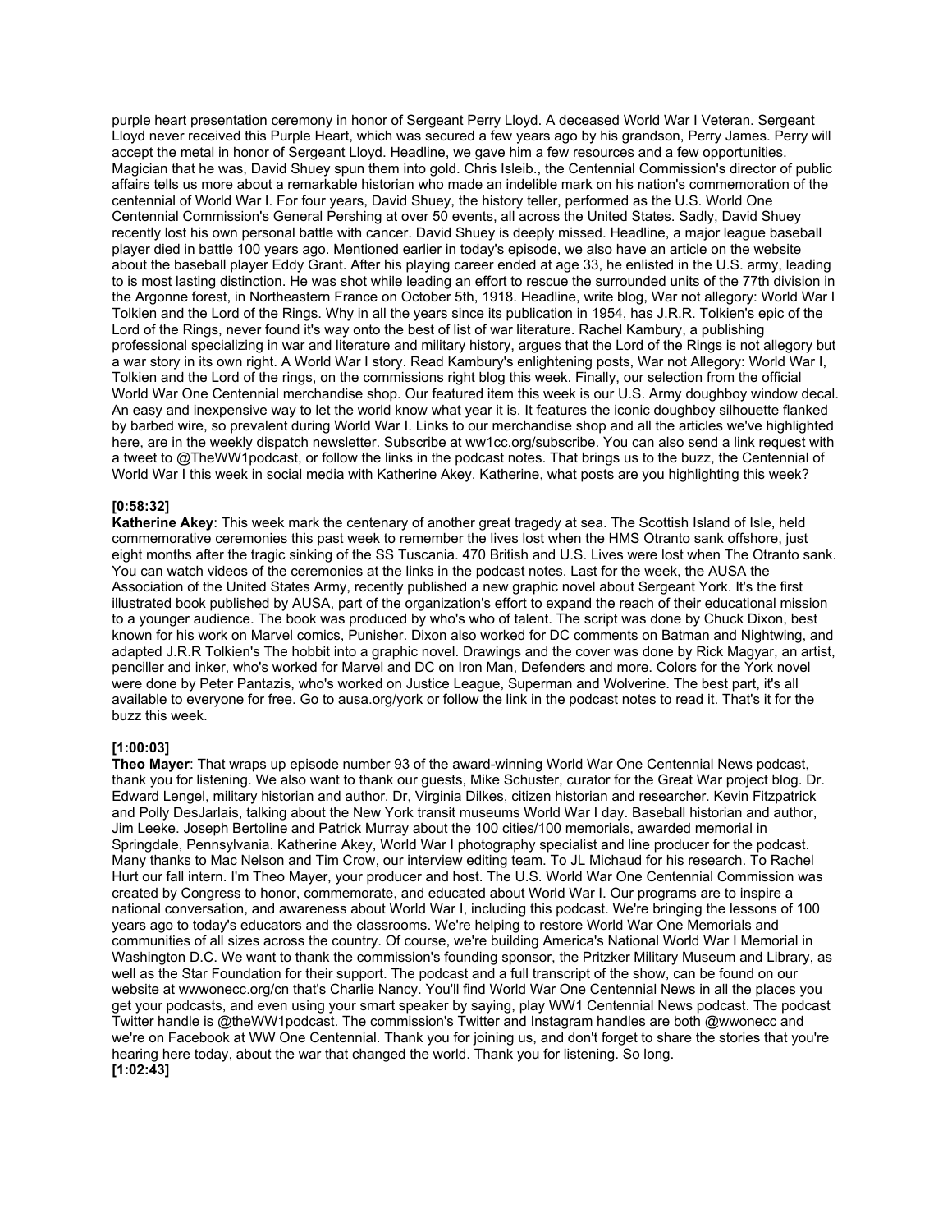purple heart presentation ceremony in honor of Sergeant Perry Lloyd. A deceased World War I Veteran. Sergeant Lloyd never received this Purple Heart, which was secured a few years ago by his grandson, Perry James. Perry will accept the metal in honor of Sergeant Lloyd. Headline, we gave him a few resources and a few opportunities. Magician that he was, David Shuey spun them into gold. Chris Isleib., the Centennial Commission's director of public affairs tells us more about a remarkable historian who made an indelible mark on his nation's commemoration of the centennial of World War I. For four years, David Shuey, the history teller, performed as the U.S. World One Centennial Commission's General Pershing at over 50 events, all across the United States. Sadly, David Shuey recently lost his own personal battle with cancer. David Shuey is deeply missed. Headline, a major league baseball player died in battle 100 years ago. Mentioned earlier in today's episode, we also have an article on the website about the baseball player Eddy Grant. After his playing career ended at age 33, he enlisted in the U.S. army, leading to is most lasting distinction. He was shot while leading an effort to rescue the surrounded units of the 77th division in the Argonne forest, in Northeastern France on October 5th, 1918. Headline, write blog, War not allegory: World War I Tolkien and the Lord of the Rings. Why in all the years since its publication in 1954, has J.R.R. Tolkien's epic of the Lord of the Rings, never found it's way onto the best of list of war literature. Rachel Kambury, a publishing professional specializing in war and literature and military history, argues that the Lord of the Rings is not allegory but a war story in its own right. A World War I story. Read Kambury's enlightening posts, War not Allegory: World War I, Tolkien and the Lord of the rings, on the commissions right blog this week. Finally, our selection from the official World War One Centennial merchandise shop. Our featured item this week is our U.S. Army doughboy window decal. An easy and inexpensive way to let the world know what year it is. It features the iconic doughboy silhouette flanked by barbed wire, so prevalent during World War I. Links to our merchandise shop and all the articles we've highlighted here, are in the weekly dispatch newsletter. Subscribe at ww1cc.org/subscribe. You can also send a link request with a tweet to @TheWW1podcast, or follow the links in the podcast notes. That brings us to the buzz, the Centennial of World War I this week in social media with Katherine Akey. Katherine, what posts are you highlighting this week?

**[0:58:32]**
**Katherine Akey**: This week mark the centenary of another great tragedy at sea. The Scottish Island of Isle, held commemorative ceremonies this past week to remember the lives lost when the HMS Otranto sank offshore, just eight months after the tragic sinking of the SS Tuscania. 470 British and U.S. Lives were lost when The Otranto sank. You can watch videos of the ceremonies at the links in the podcast notes. Last for the week, the AUSA the Association of the United States Army, recently published a new graphic novel about Sergeant York. It's the first illustrated book published by AUSA, part of the organization's effort to expand the reach of their educational mission to a younger audience. The book was produced by who's who of talent. The script was done by Chuck Dixon, best known for his work on Marvel comics, Punisher. Dixon also worked for DC comments on Batman and Nightwing, and adapted J.R.R Tolkien's The hobbit into a graphic novel. Drawings and the cover was done by Rick Magyar, an artist, penciller and inker, who's worked for Marvel and DC on Iron Man, Defenders and more. Colors for the York novel were done by Peter Pantazis, who's worked on Justice League, Superman and Wolverine. The best part, it's all available to everyone for free. Go to ausa.org/york or follow the link in the podcast notes to read it. That's it for the buzz this week.

**[1:00:03]**
**Theo Mayer**: That wraps up episode number 93 of the award-winning World War One Centennial News podcast, thank you for listening. We also want to thank our guests, Mike Schuster, curator for the Great War project blog. Dr. Edward Lengel, military historian and author. Dr, Virginia Dilkes, citizen historian and researcher. Kevin Fitzpatrick and Polly DesJarlais, talking about the New York transit museums World War I day. Baseball historian and author, Jim Leeke. Joseph Bertoline and Patrick Murray about the 100 cities/100 memorials, awarded memorial in Springdale, Pennsylvania. Katherine Akey, World War I photography specialist and line producer for the podcast. Many thanks to Mac Nelson and Tim Crow, our interview editing team. To JL Michaud for his research. To Rachel Hurt our fall intern. I'm Theo Mayer, your producer and host. The U.S. World War One Centennial Commission was created by Congress to honor, commemorate, and educated about World War I. Our programs are to inspire a national conversation, and awareness about World War I, including this podcast. We're bringing the lessons of 100 years ago to today's educators and the classrooms. We're helping to restore World War One Memorials and communities of all sizes across the country. Of course, we're building America's National World War I Memorial in Washington D.C. We want to thank the commission's founding sponsor, the Pritzker Military Museum and Library, as well as the Star Foundation for their support. The podcast and a full transcript of the show, can be found on our website at wwwonecc.org/cn that's Charlie Nancy. You'll find World War One Centennial News in all the places you get your podcasts, and even using your smart speaker by saying, play WW1 Centennial News podcast. The podcast Twitter handle is @theWW1podcast. The commission's Twitter and Instagram handles are both @wwonecc and we're on Facebook at WW One Centennial. Thank you for joining us, and don't forget to share the stories that you're hearing here today, about the war that changed the world. Thank you for listening. So long.
**[1:02:43]**